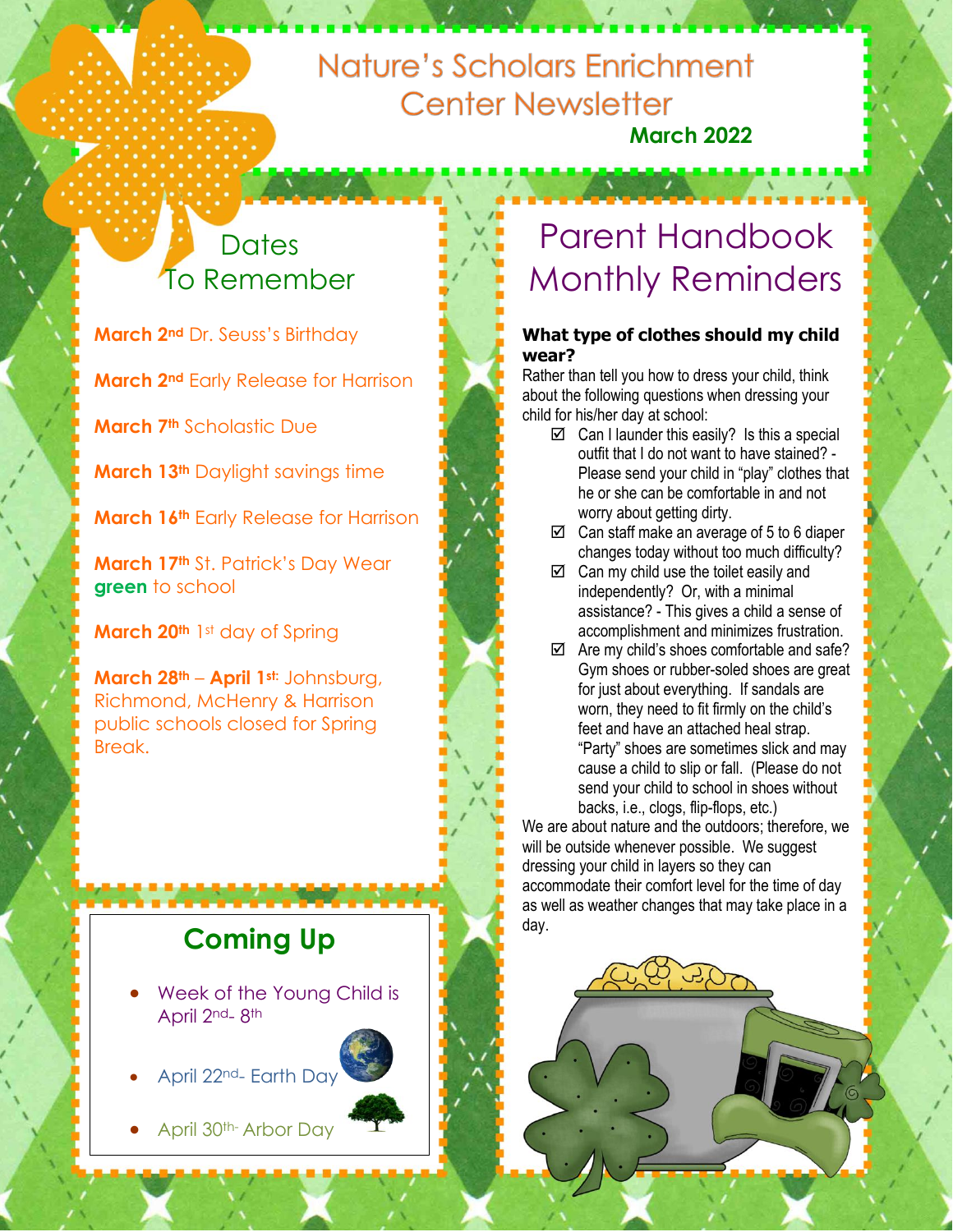# Nature's Scholars Enrichment Center Newsletter

**March 2022**

## Dates To Remember

**March 2nd** Dr. Seuss's Birthday

**March 2nd** Early Release for Harrison

**March 7th** Scholastic Due

**March 13th** Daylight savings time

**March 16th** Early Release for Harrison

**March 17th** St. Patrick's Day Wear **green** to school

**March 20th** 1st day of Spring

**March 28th – April 1st:** Johnsburg, Richmond, McHenry & Harrison public schools closed for Spring Break.

## Coming Up

- Week of the Young Child is April 2nd- 8th
- April 22nd- Earth Day
- April 30th- Arbor Day

## Parent Handbook Monthly Reminders

**What type of clothes should my child wear?**

Rather than tell you how to dress your child, think about the following questions when dressing your child for his/her day at school:

- ☑ Can I launder this easily? Is this a special outfit that I do not want to have stained? - Please send your child in "play" clothes that he or she can be comfortable in and not worry about getting dirty.
- ☑ Can staff make an average of 5 to 6 diaper changes today without too much difficulty?
- ☑ Can my child use the toilet easily and independently? Or, with a minimal assistance? - This gives a child a sense of accomplishment and minimizes frustration.
- ☑ Are my child's shoes comfortable and safe? Gym shoes or rubber-soled shoes are great for just about everything. If sandals are worn, they need to fit firmly on the child's feet and have an attached heal strap. "Party" shoes are sometimes slick and may cause a child to slip or fall. (Please do not send your child to school in shoes without backs, i.e., clogs, flip-flops, etc.)

We are about nature and the outdoors; therefore, we will be outside whenever possible. We suggest dressing your child in layers so they can accommodate their comfort level for the time of day as well as weather changes that may take place in a day.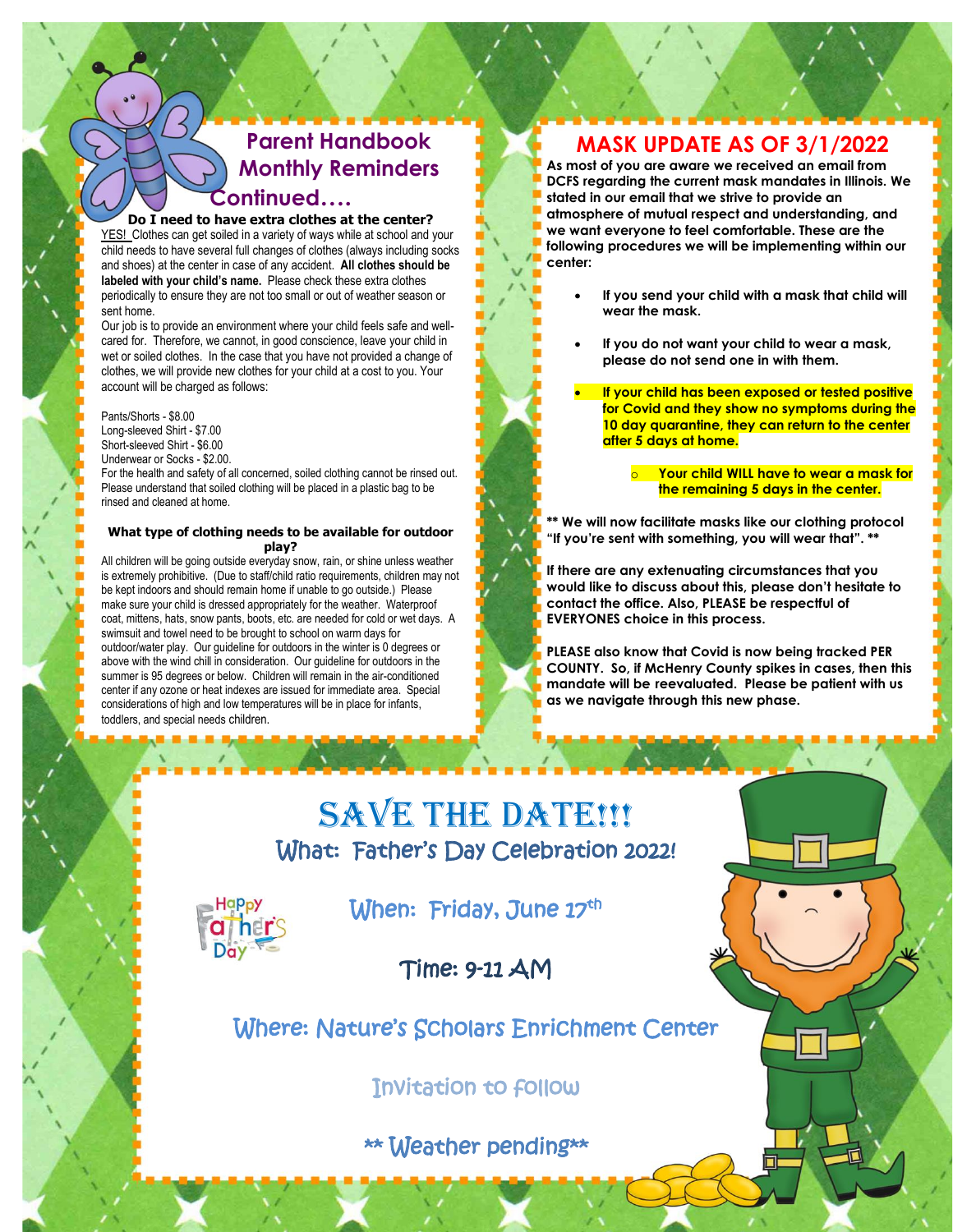## Parent Handbook Monthly Reminders Continued….

**Do I need to have extra clothes at the center?**

YES! Clothes can get soiled in a variety of ways while at school and your child needs to have several full changes of clothes (always including socks and shoes) at the center in case of any accident. **All clothes should be labeled with your child's name.** Please check these extra clothes periodically to ensure they are not too small or out of weather season or sent home.

Our job is to provide an environment where your child feels safe and well-cared for. Therefore, we cannot, in good conscience, leave your child in wet or soiled clothes. In the case that you have not provided a change of clothes, we will provide new clothes for your child at a cost to you. Your account will be charged as follows:

Pants/Shorts - $8.00
Long-sleeved Shirt - $7.00
Short-sleeved Shirt - $6.00
Underwear or Socks - $2.00.

For the health and safety of all concerned, soiled clothing cannot be rinsed out. Please understand that soiled clothing will be placed in a plastic bag to be rinsed and cleaned at home.

**What type of clothing needs to be available for outdoor play?**

All children will be going outside everyday snow, rain, or shine unless weather is extremely prohibitive. (Due to staff/child ratio requirements, children may not be kept indoors and should remain home if unable to go outside.) Please make sure your child is dressed appropriately for the weather. Waterproof coat, mittens, hats, snow pants, boots, etc. are needed for cold or wet days. A swimsuit and towel need to be brought to school on warm days for outdoor/water play. Our guideline for outdoors in the winter is 0 degrees or above with the wind chill in consideration. Our guideline for outdoors in the summer is 95 degrees or below. Children will remain in the air-conditioned center if any ozone or heat indexes are issued for immediate area. Special considerations of high and low temperatures will be in place for infants, toddlers, and special needs children.

## MASK UPDATE AS OF 3/1/2022

**As most of you are aware we received an email from DCFS regarding the current mask mandates in Illinois. We stated in our email that we strive to provide an atmosphere of mutual respect and understanding, and we want everyone to feel comfortable. These are the following procedures we will be implementing within our center:**

- **If you send your child with a mask that child will wear the mask.**
- **If you do not want your child to wear a mask, please do not send one in with them.**
- **If your child has been exposed or tested positive for Covid and they show no symptoms during the 10 day quarantine, they can return to the center after 5 days at home.**
  - **Your child WILL have to wear a mask for the remaining 5 days in the center.**

**\*\* We will now facilitate masks like our clothing protocol "If you're sent with something, you will wear that". \*\***

**If there are any extenuating circumstances that you would like to discuss about this, please don't hesitate to contact the office. Also, PLEASE be respectful of EVERYONES choice in this process.**

**PLEASE also know that Covid is now being tracked PER COUNTY. So, if McHenry County spikes in cases, then this mandate will be reevaluated. Please be patient with us as we navigate through this new phase.**

## SAVE THE DATE!!!

What: Father's Day Celebration 2022!

When: Friday, June 17th

Time: 9-11 AM

Where: Nature's Scholars Enrichment Center

Invitation to follow

** Weather pending**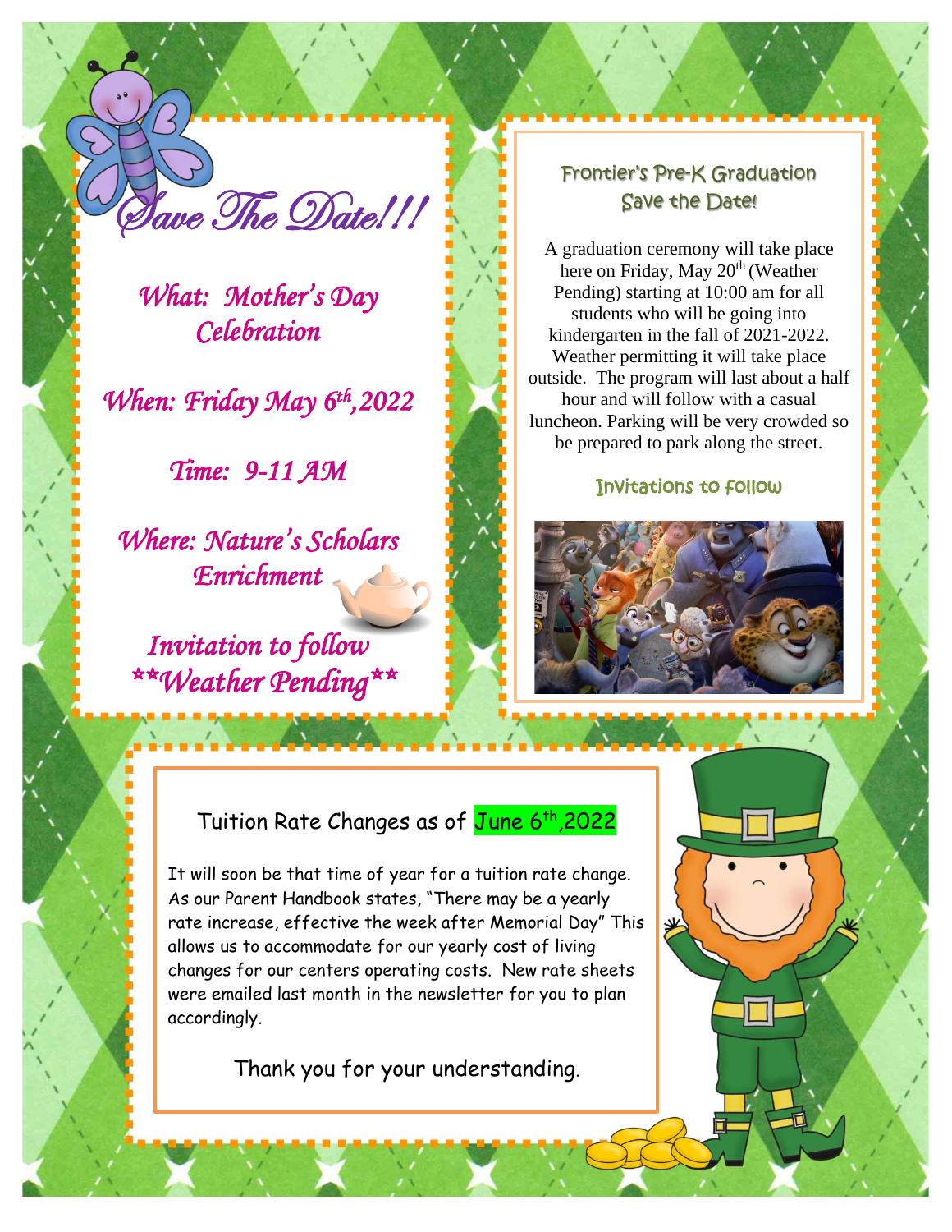# Save The Date!!!

*What: Mother's Day Celebration*

*When: Friday May 6th, 2022*

*Time: 9-11 AM*

*Where: Nature's Scholars Enrichment*

*Invitation to follow*

*\*\*Weather Pending\*\**

## Frontier's Pre-K Graduation Save the Date!

A graduation ceremony will take place here on Friday, May 20th (Weather Pending) starting at 10:00 am for all students who will be going into kindergarten in the fall of 2021-2022. Weather permitting it will take place outside. The program will last about a half hour and will follow with a casual luncheon. Parking will be very crowded so be prepared to park along the street.

Invitations to follow

## Tuition Rate Changes as of June 6th,2022

It will soon be that time of year for a tuition rate change. As our Parent Handbook states, "There may be a yearly rate increase, effective the week after Memorial Day" This allows us to accommodate for our yearly cost of living changes for our centers operating costs. New rate sheets were emailed last month in the newsletter for you to plan accordingly.

Thank you for your understanding.